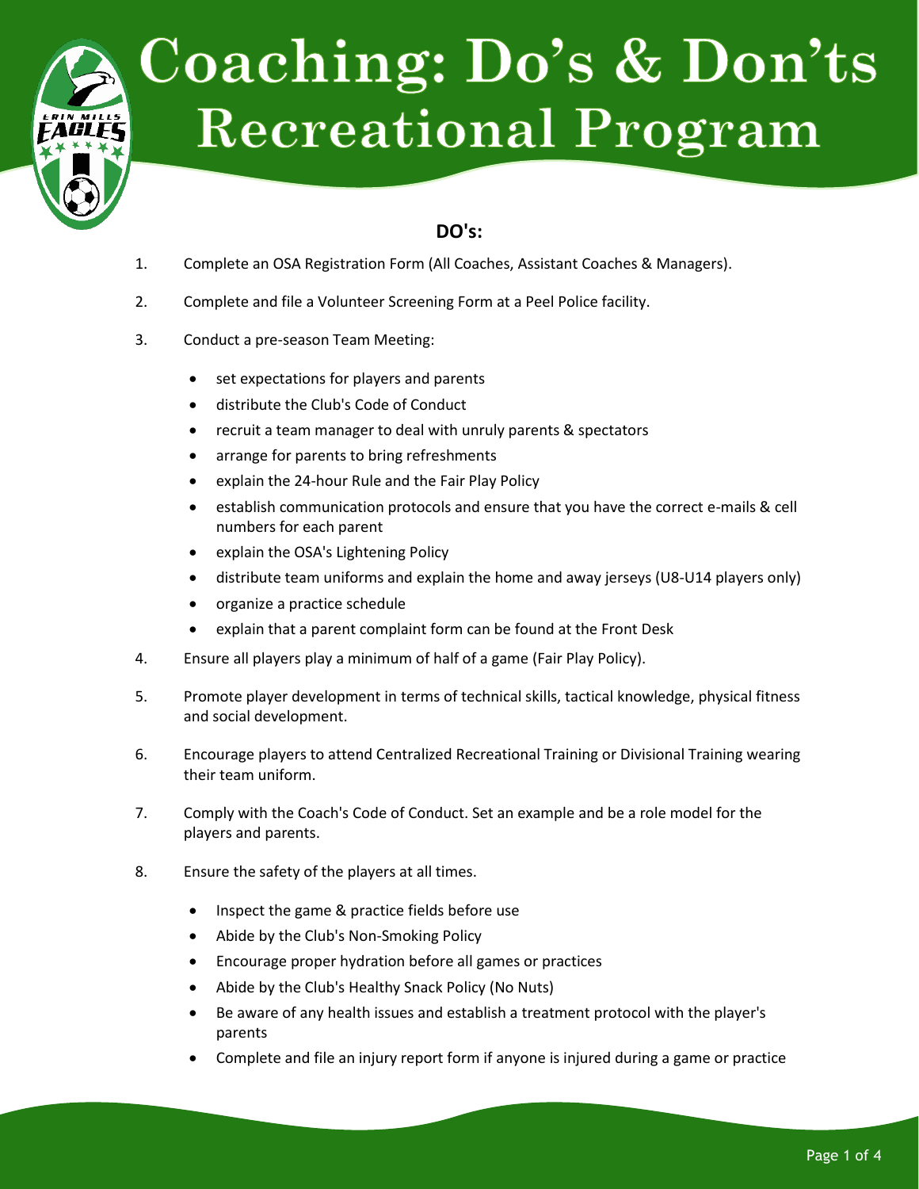# Coaching: Do's & Don'ts Recreational Program

## DO's:

1. Complete an OSA Registration Form (All Coaches, Assistant Coaches & Managers).

2. Complete and file a Volunteer Screening Form at a Peel Police facility.

3. Conduct a pre-season Team Meeting:
   - set expectations for players and parents
   - distribute the Club's Code of Conduct
   - recruit a team manager to deal with unruly parents & spectators
   - arrange for parents to bring refreshments
   - explain the 24-hour Rule and the Fair Play Policy
   - establish communication protocols and ensure that you have the correct e-mails & cell numbers for each parent
   - explain the OSA's Lightening Policy
   - distribute team uniforms and explain the home and away jerseys (U8-U14 players only)
   - organize a practice schedule
   - explain that a parent complaint form can be found at the Front Desk

4. Ensure all players play a minimum of half of a game (Fair Play Policy).

5. Promote player development in terms of technical skills, tactical knowledge, physical fitness and social development.

6. Encourage players to attend Centralized Recreational Training or Divisional Training wearing their team uniform.

7. Comply with the Coach's Code of Conduct. Set an example and be a role model for the players and parents.

8. Ensure the safety of the players at all times.
   - Inspect the game & practice fields before use
   - Abide by the Club's Non-Smoking Policy
   - Encourage proper hydration before all games or practices
   - Abide by the Club's Healthy Snack Policy (No Nuts)
   - Be aware of any health issues and establish a treatment protocol with the player's parents
   - Complete and file an injury report form if anyone is injured during a game or practice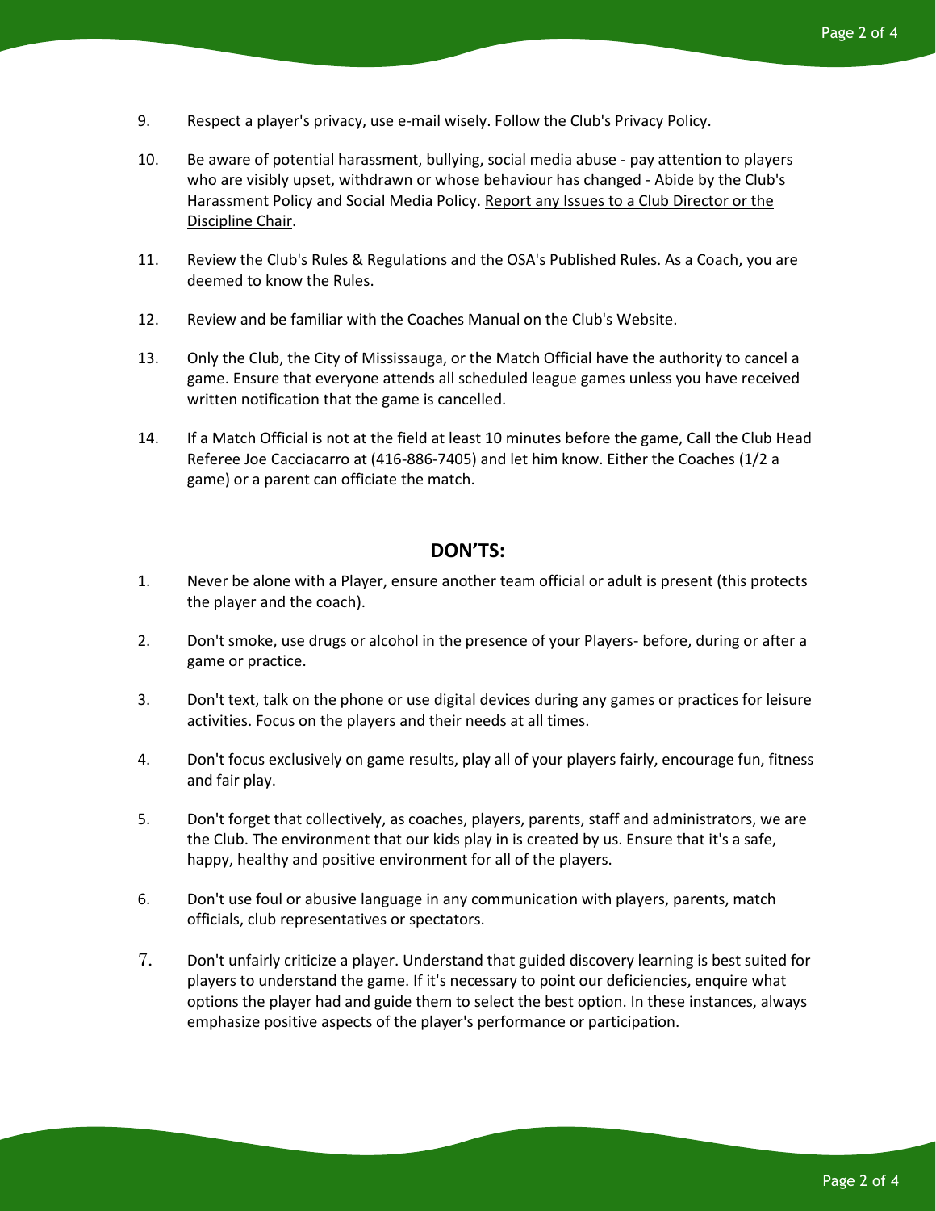9. Respect a player's privacy, use e-mail wisely. Follow the Club's Privacy Policy.

10. Be aware of potential harassment, bullying, social media abuse - pay attention to players who are visibly upset, withdrawn or whose behaviour has changed - Abide by the Club's Harassment Policy and Social Media Policy. Report any Issues to a Club Director or the Discipline Chair.

11. Review the Club's Rules & Regulations and the OSA's Published Rules. As a Coach, you are deemed to know the Rules.

12. Review and be familiar with the Coaches Manual on the Club's Website.

13. Only the Club, the City of Mississauga, or the Match Official have the authority to cancel a game. Ensure that everyone attends all scheduled league games unless you have received written notification that the game is cancelled.

14. If a Match Official is not at the field at least 10 minutes before the game, Call the Club Head Referee Joe Cacciacarro at (416-886-7405) and let him know. Either the Coaches (1/2 a game) or a parent can officiate the match.

## DON'TS:

1. Never be alone with a Player, ensure another team official or adult is present (this protects the player and the coach).

2. Don't smoke, use drugs or alcohol in the presence of your Players- before, during or after a game or practice.

3. Don't text, talk on the phone or use digital devices during any games or practices for leisure activities. Focus on the players and their needs at all times.

4. Don't focus exclusively on game results, play all of your players fairly, encourage fun, fitness and fair play.

5. Don't forget that collectively, as coaches, players, parents, staff and administrators, we are the Club. The environment that our kids play in is created by us. Ensure that it's a safe, happy, healthy and positive environment for all of the players.

6. Don't use foul or abusive language in any communication with players, parents, match officials, club representatives or spectators.

7. Don't unfairly criticize a player. Understand that guided discovery learning is best suited for players to understand the game. If it's necessary to point our deficiencies, enquire what options the player had and guide them to select the best option. In these instances, always emphasize positive aspects of the player's performance or participation.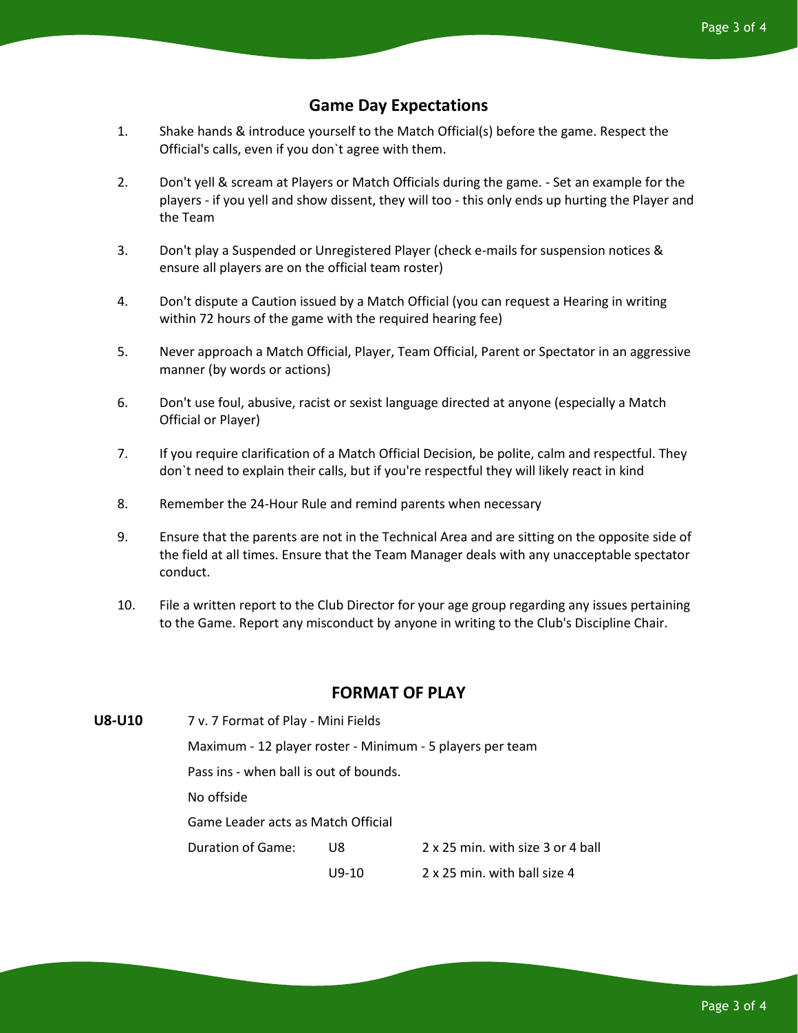## Game Day Expectations

1. Shake hands & introduce yourself to the Match Official(s) before the game. Respect the Official's calls, even if you don`t agree with them.

2. Don't yell & scream at Players or Match Officials during the game. - Set an example for the players - if you yell and show dissent, they will too - this only ends up hurting the Player and the Team

3. Don't play a Suspended or Unregistered Player (check e-mails for suspension notices & ensure all players are on the official team roster)

4. Don't dispute a Caution issued by a Match Official (you can request a Hearing in writing within 72 hours of the game with the required hearing fee)

5. Never approach a Match Official, Player, Team Official, Parent or Spectator in an aggressive manner (by words or actions)

6. Don't use foul, abusive, racist or sexist language directed at anyone (especially a Match Official or Player)

7. If you require clarification of a Match Official Decision, be polite, calm and respectful. They don`t need to explain their calls, but if you're respectful they will likely react in kind

8. Remember the 24-Hour Rule and remind parents when necessary

9. Ensure that the parents are not in the Technical Area and are sitting on the opposite side of the field at all times. Ensure that the Team Manager deals with any unacceptable spectator conduct.

10. File a written report to the Club Director for your age group regarding any issues pertaining to the Game. Report any misconduct by anyone in writing to the Club's Discipline Chair.

## FORMAT OF PLAY

**U8-U10**

7 v. 7 Format of Play - Mini Fields

Maximum - 12 player roster - Minimum - 5 players per team

Pass ins - when ball is out of bounds.

No offside

Game Leader acts as Match Official

| Duration of Game: | U8 | 2 x 25 min. with size 3 or 4 ball |
|---|---|---|
| | U9-10 | 2 x 25 min. with ball size 4 |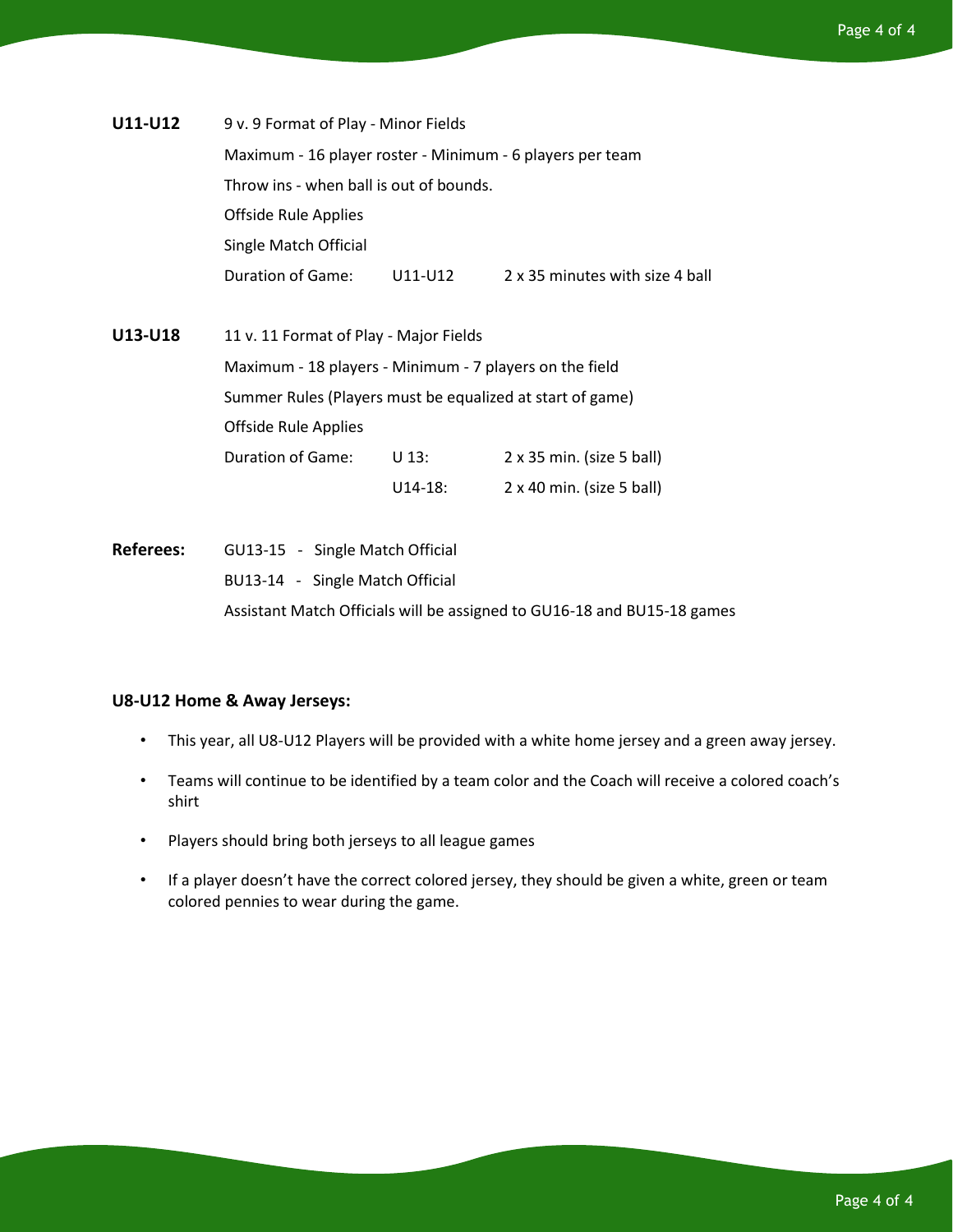**U11-U12** 9 v. 9 Format of Play - Minor Fields

Maximum - 16 player roster - Minimum - 6 players per team

Throw ins - when ball is out of bounds.

Offside Rule Applies

Single Match Official

| | | |
|---|---|---|
| Duration of Game: | U11-U12 | 2 x 35 minutes with size 4 ball |

**U13-U18** 11 v. 11 Format of Play - Major Fields

Maximum - 18 players - Minimum - 7 players on the field

Summer Rules (Players must be equalized at start of game)

Offside Rule Applies

| | | |
|---|---|---|
| Duration of Game: | U 13: | 2 x 35 min. (size 5 ball) |
| | U14-18: | 2 x 40 min. (size 5 ball) |

**Referees:** GU13-15 - Single Match Official

BU13-14 - Single Match Official

Assistant Match Officials will be assigned to GU16-18 and BU15-18 games

**U8-U12 Home & Away Jerseys:**

- This year, all U8-U12 Players will be provided with a white home jersey and a green away jersey.
- Teams will continue to be identified by a team color and the Coach will receive a colored coach's shirt
- Players should bring both jerseys to all league games
- If a player doesn't have the correct colored jersey, they should be given a white, green or team colored pennies to wear during the game.